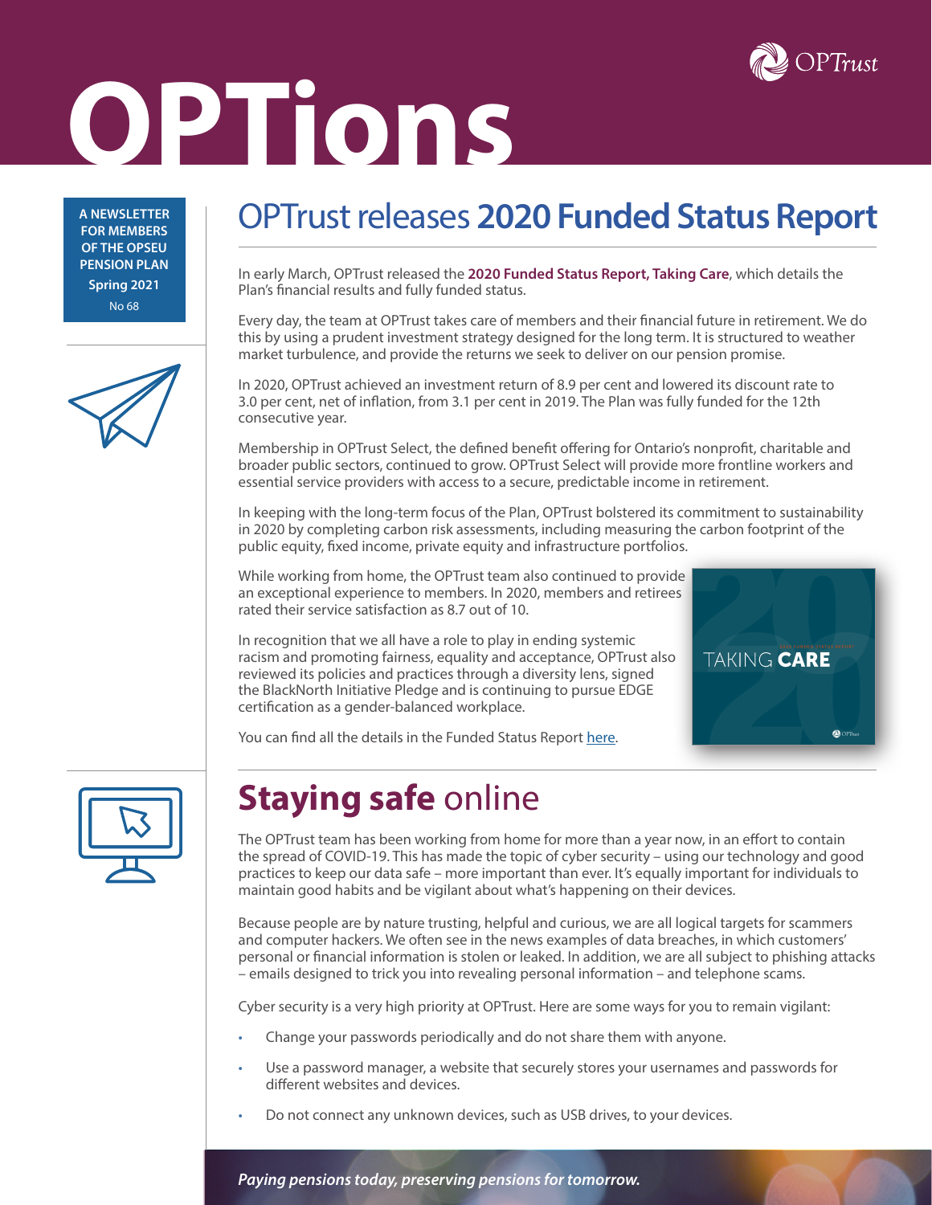# OPTions

A NEWSLETTER FOR MEMBERS OF THE OPSEU PENSION PLAN

Spring 2021

No 68

## OPTrust releases **2020 Funded Status Report**

In early March, OPTrust released the **2020 Funded Status Report, Taking Care**, which details the Plan's financial results and fully funded status.

Every day, the team at OPTrust takes care of members and their financial future in retirement. We do this by using a prudent investment strategy designed for the long term. It is structured to weather market turbulence, and provide the returns we seek to deliver on our pension promise.

In 2020, OPTrust achieved an investment return of 8.9 per cent and lowered its discount rate to 3.0 per cent, net of inflation, from 3.1 per cent in 2019. The Plan was fully funded for the 12th consecutive year.

Membership in OPTrust Select, the defined benefit offering for Ontario's nonprofit, charitable and broader public sectors, continued to grow. OPTrust Select will provide more frontline workers and essential service providers with access to a secure, predictable income in retirement.

In keeping with the long-term focus of the Plan, OPTrust bolstered its commitment to sustainability in 2020 by completing carbon risk assessments, including measuring the carbon footprint of the public equity, fixed income, private equity and infrastructure portfolios.

While working from home, the OPTrust team also continued to provide an exceptional experience to members. In 2020, members and retirees rated their service satisfaction as 8.7 out of 10.

In recognition that we all have a role to play in ending systemic racism and promoting fairness, equality and acceptance, OPTrust also reviewed its policies and practices through a diversity lens, signed the BlackNorth Initiative Pledge and is continuing to pursue EDGE certification as a gender-balanced workplace.

You can find all the details in the Funded Status Report here.

## **Staying safe** online

The OPTrust team has been working from home for more than a year now, in an effort to contain the spread of COVID-19. This has made the topic of cyber security – using our technology and good practices to keep our data safe – more important than ever. It's equally important for individuals to maintain good habits and be vigilant about what's happening on their devices.

Because people are by nature trusting, helpful and curious, we are all logical targets for scammers and computer hackers. We often see in the news examples of data breaches, in which customers' personal or financial information is stolen or leaked. In addition, we are all subject to phishing attacks – emails designed to trick you into revealing personal information – and telephone scams.

Cyber security is a very high priority at OPTrust. Here are some ways for you to remain vigilant:

- Change your passwords periodically and do not share them with anyone.
- Use a password manager, a website that securely stores your usernames and passwords for different websites and devices.
- Do not connect any unknown devices, such as USB drives, to your devices.

*Paying pensions today, preserving pensions for tomorrow.*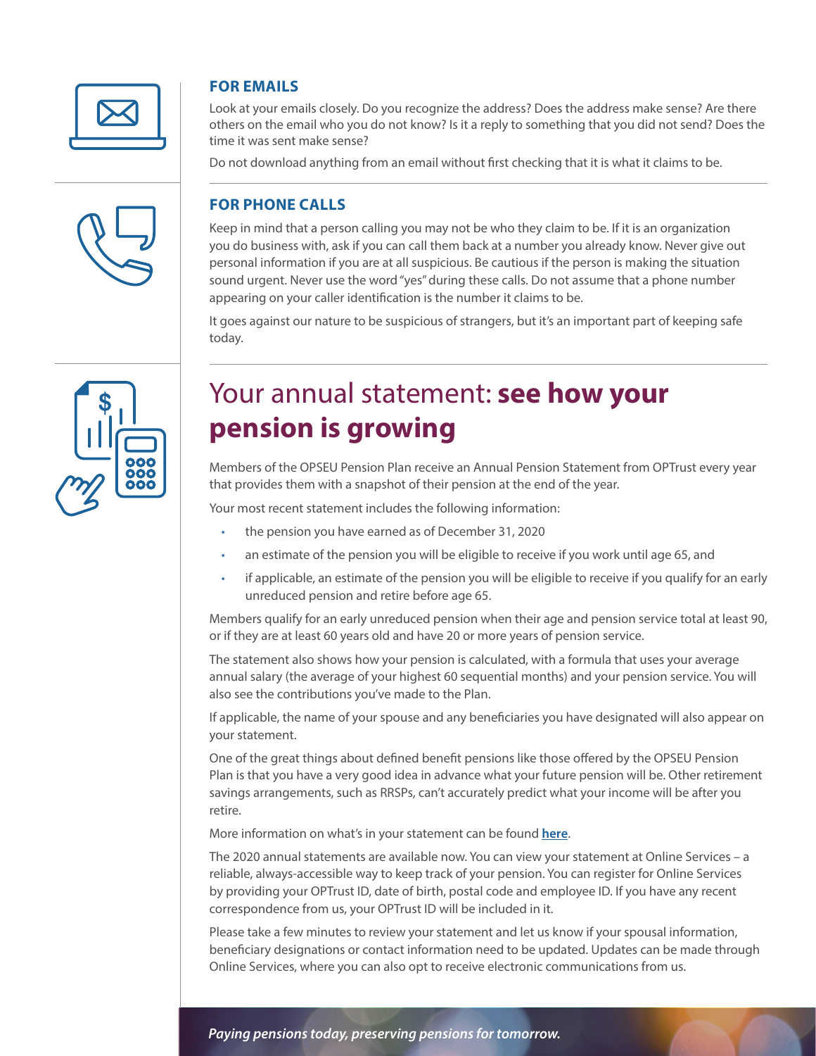### FOR EMAILS

Look at your emails closely. Do you recognize the address? Does the address make sense? Are there others on the email who you do not know? Is it a reply to something that you did not send? Does the time it was sent make sense?

Do not download anything from an email without first checking that it is what it claims to be.

### FOR PHONE CALLS

Keep in mind that a person calling you may not be who they claim to be. If it is an organization you do business with, ask if you can call them back at a number you already know. Never give out personal information if you are at all suspicious. Be cautious if the person is making the situation sound urgent. Never use the word "yes" during these calls. Do not assume that a phone number appearing on your caller identification is the number it claims to be.

It goes against our nature to be suspicious of strangers, but it's an important part of keeping safe today.

## Your annual statement: **see how your pension is growing**

Members of the OPSEU Pension Plan receive an Annual Pension Statement from OPTrust every year that provides them with a snapshot of their pension at the end of the year.

Your most recent statement includes the following information:

- the pension you have earned as of December 31, 2020
- an estimate of the pension you will be eligible to receive if you work until age 65, and
- if applicable, an estimate of the pension you will be eligible to receive if you qualify for an early unreduced pension and retire before age 65.

Members qualify for an early unreduced pension when their age and pension service total at least 90, or if they are at least 60 years old and have 20 or more years of pension service.

The statement also shows how your pension is calculated, with a formula that uses your average annual salary (the average of your highest 60 sequential months) and your pension service. You will also see the contributions you've made to the Plan.

If applicable, the name of your spouse and any beneficiaries you have designated will also appear on your statement.

One of the great things about defined benefit pensions like those offered by the OPSEU Pension Plan is that you have a very good idea in advance what your future pension will be. Other retirement savings arrangements, such as RRSPs, can't accurately predict what your income will be after you retire.

More information on what's in your statement can be found **here**.

The 2020 annual statements are available now. You can view your statement at Online Services – a reliable, always-accessible way to keep track of your pension. You can register for Online Services by providing your OPTrust ID, date of birth, postal code and employee ID. If you have any recent correspondence from us, your OPTrust ID will be included in it.

Please take a few minutes to review your statement and let us know if your spousal information, beneficiary designations or contact information need to be updated. Updates can be made through Online Services, where you can also opt to receive electronic communications from us.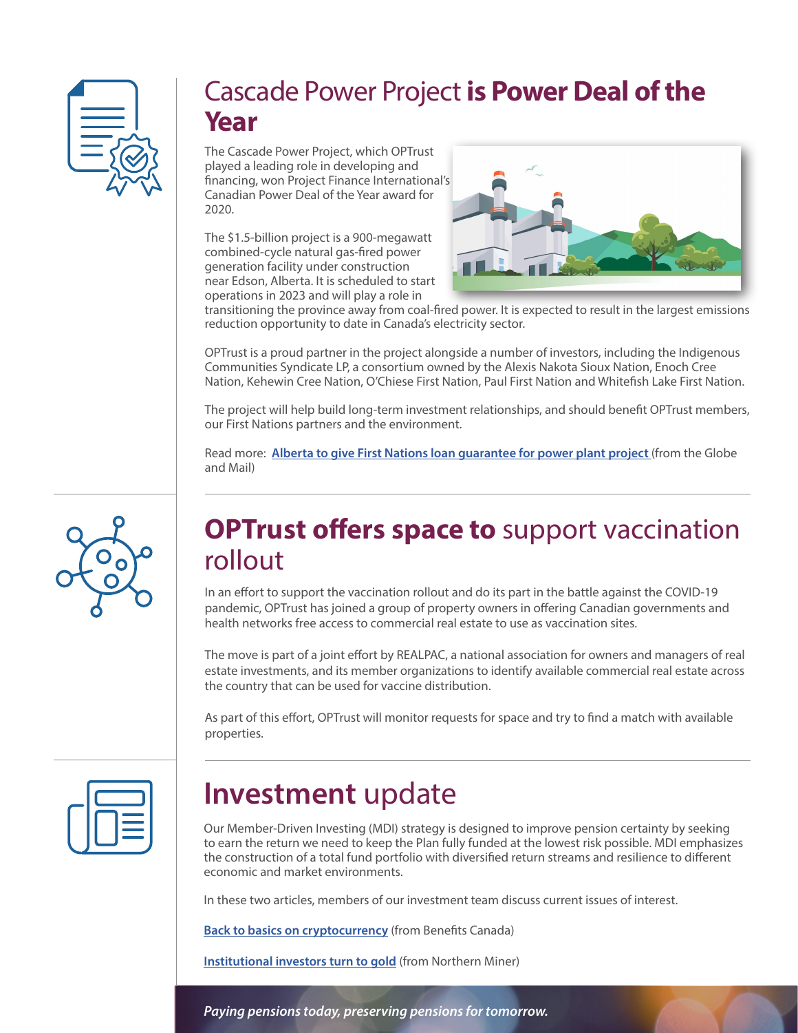## Cascade Power Project **is Power Deal of the Year**

The Cascade Power Project, which OPTrust played a leading role in developing and financing, won Project Finance International's Canadian Power Deal of the Year award for 2020.

The $1.5-billion project is a 900-megawatt combined-cycle natural gas-fired power generation facility under construction near Edson, Alberta. It is scheduled to start operations in 2023 and will play a role in transitioning the province away from coal-fired power. It is expected to result in the largest emissions reduction opportunity to date in Canada's electricity sector.

OPTrust is a proud partner in the project alongside a number of investors, including the Indigenous Communities Syndicate LP, a consortium owned by the Alexis Nakota Sioux Nation, Enoch Cree Nation, Kehewin Cree Nation, O'Chiese First Nation, Paul First Nation and Whitefish Lake First Nation.

The project will help build long-term investment relationships, and should benefit OPTrust members, our First Nations partners and the environment.

Read more: **Alberta to give First Nations loan guarantee for power plant project** (from the Globe and Mail)

## **OPTrust offers space to** support vaccination rollout

In an effort to support the vaccination rollout and do its part in the battle against the COVID-19 pandemic, OPTrust has joined a group of property owners in offering Canadian governments and health networks free access to commercial real estate to use as vaccination sites.

The move is part of a joint effort by REALPAC, a national association for owners and managers of real estate investments, and its member organizations to identify available commercial real estate across the country that can be used for vaccine distribution.

As part of this effort, OPTrust will monitor requests for space and try to find a match with available properties.

## **Investment** update

Our Member-Driven Investing (MDI) strategy is designed to improve pension certainty by seeking to earn the return we need to keep the Plan fully funded at the lowest risk possible. MDI emphasizes the construction of a total fund portfolio with diversified return streams and resilience to different economic and market environments.

In these two articles, members of our investment team discuss current issues of interest.

**Back to basics on cryptocurrency** (from Benefits Canada)

**Institutional investors turn to gold** (from Northern Miner)

*Paying pensions today, preserving pensions for tomorrow.*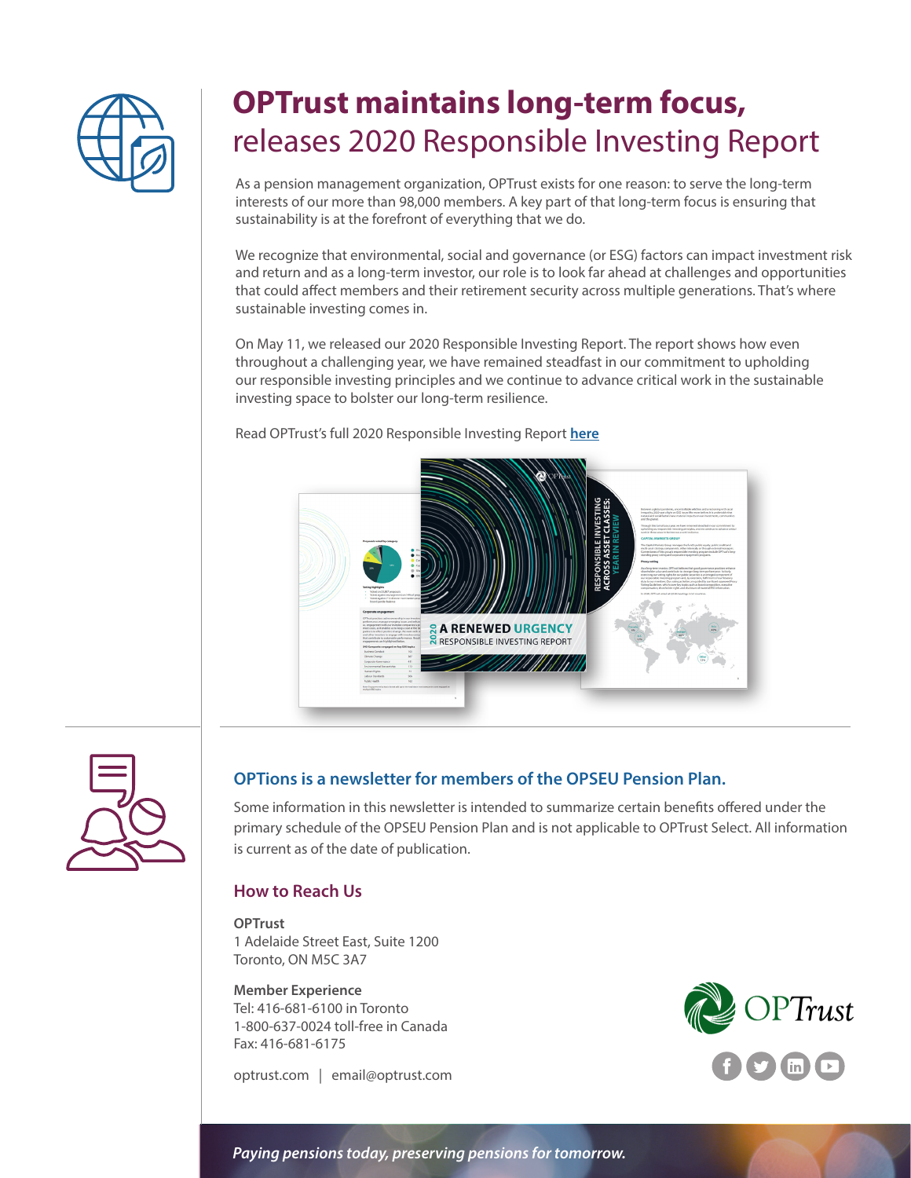# OPTrust maintains long-term focus, releases 2020 Responsible Investing Report

As a pension management organization, OPTrust exists for one reason: to serve the long-term interests of our more than 98,000 members. A key part of that long-term focus is ensuring that sustainability is at the forefront of everything that we do.

We recognize that environmental, social and governance (or ESG) factors can impact investment risk and return and as a long-term investor, our role is to look far ahead at challenges and opportunities that could affect members and their retirement security across multiple generations. That's where sustainable investing comes in.

On May 11, we released our 2020 Responsible Investing Report. The report shows how even throughout a challenging year, we have remained steadfast in our commitment to upholding our responsible investing principles and we continue to advance critical work in the sustainable investing space to bolster our long-term resilience.

Read OPTrust's full 2020 Responsible Investing Report **here**

## OPTions is a newsletter for members of the OPSEU Pension Plan.

Some information in this newsletter is intended to summarize certain benefits offered under the primary schedule of the OPSEU Pension Plan and is not applicable to OPTrust Select. All information is current as of the date of publication.

### How to Reach Us

**OPTrust**
1 Adelaide Street East, Suite 1200
Toronto, ON M5C 3A7

**Member Experience**
Tel: 416-681-6100 in Toronto
1-800-637-0024 toll-free in Canada
Fax: 416-681-6175

optrust.com | email@optrust.com

*Paying pensions today, preserving pensions for tomorrow.*